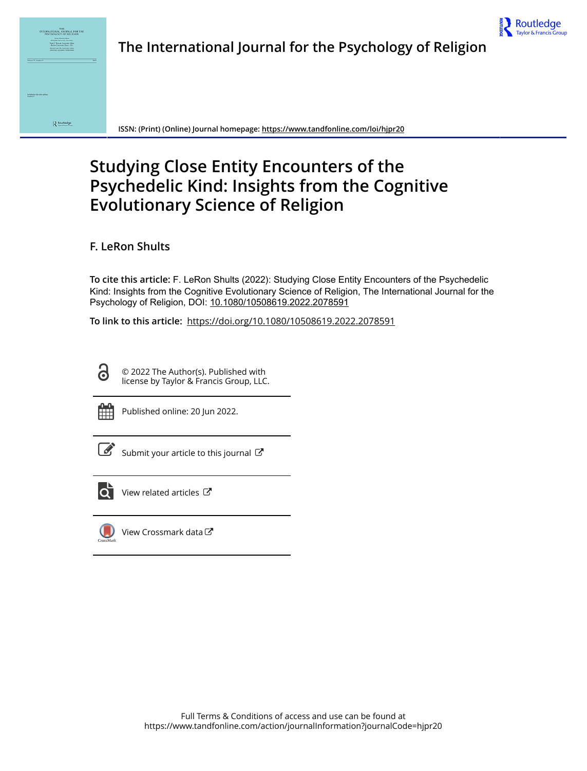# The International Journal for the Psychology of Religion

**ISSN:** (Print) (Online) Journal homepage: https://www.tandfonline.com/loi/hjpr20

# Studying Close Entity Encounters of the Psychedelic Kind: Insights from the Cognitive Evolutionary Science of Religion

**F. LeRon Shults**

**To cite this article:** F. LeRon Shults (2022): Studying Close Entity Encounters of the Psychedelic Kind: Insights from the Cognitive Evolutionary Science of Religion, The International Journal for the Psychology of Religion, DOI: 10.1080/10508619.2022.2078591

**To link to this article:** https://doi.org/10.1080/10508619.2022.2078591

© 2022 The Author(s). Published with license by Taylor & Francis Group, LLC.

Published online: 20 Jun 2022.

Submit your article to this journal

View related articles

View Crossmark data

Full Terms & Conditions of access and use can be found at https://www.tandfonline.com/action/journalInformation?journalCode=hjpr20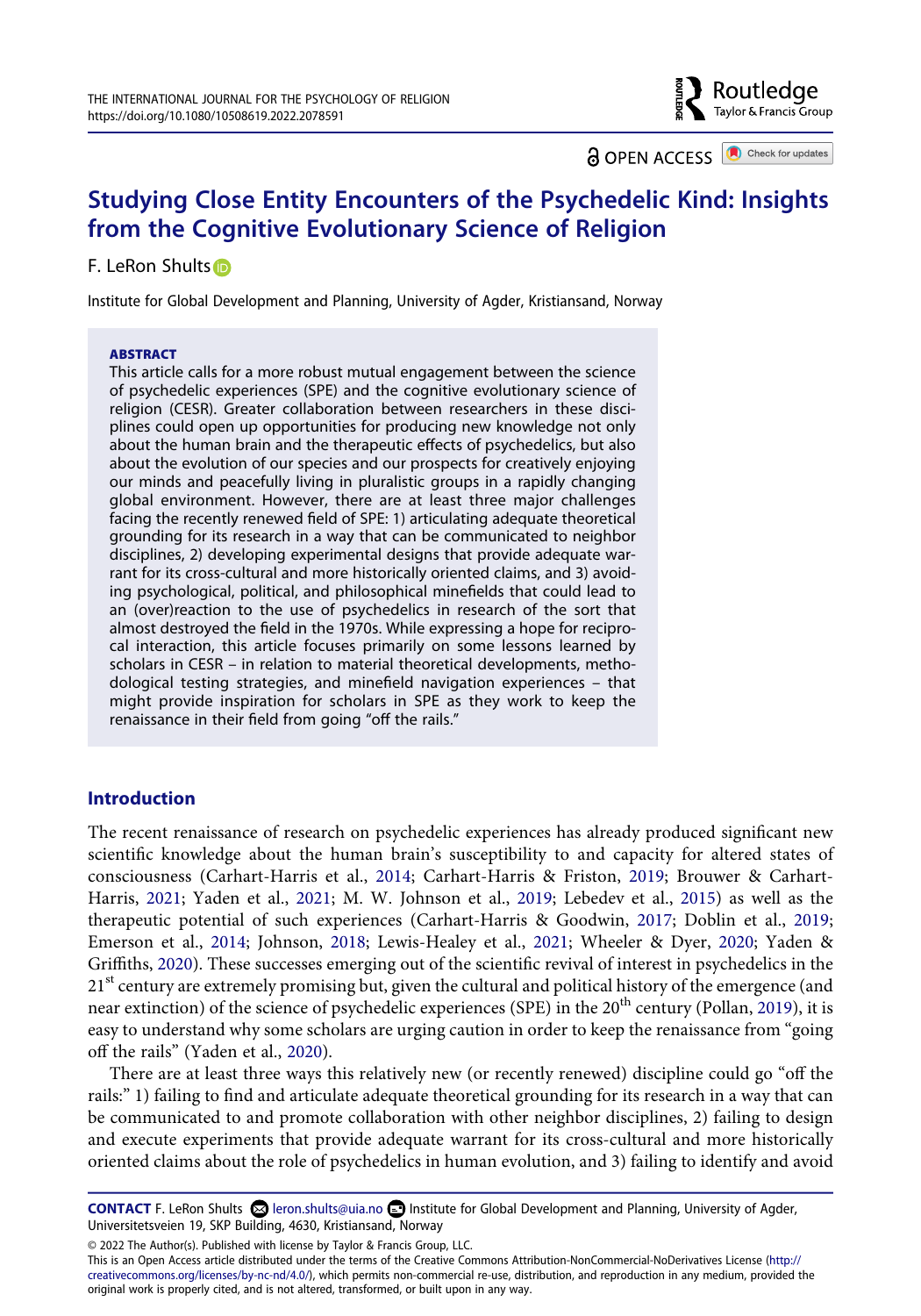# Studying Close Entity Encounters of the Psychedelic Kind: Insights from the Cognitive Evolutionary Science of Religion

F. LeRon Shults

Institute for Global Development and Planning, University of Agder, Kristiansand, Norway

## ABSTRACT

This article calls for a more robust mutual engagement between the science of psychedelic experiences (SPE) and the cognitive evolutionary science of religion (CESR). Greater collaboration between researchers in these disciplines could open up opportunities for producing new knowledge not only about the human brain and the therapeutic effects of psychedelics, but also about the evolution of our species and our prospects for creatively enjoying our minds and peacefully living in pluralistic groups in a rapidly changing global environment. However, there are at least three major challenges facing the recently renewed field of SPE: 1) articulating adequate theoretical grounding for its research in a way that can be communicated to neighbor disciplines, 2) developing experimental designs that provide adequate warrant for its cross-cultural and more historically oriented claims, and 3) avoiding psychological, political, and philosophical minefields that could lead to an (over)reaction to the use of psychedelics in research of the sort that almost destroyed the field in the 1970s. While expressing a hope for reciprocal interaction, this article focuses primarily on some lessons learned by scholars in CESR – in relation to material theoretical developments, methodological testing strategies, and minefield navigation experiences – that might provide inspiration for scholars in SPE as they work to keep the renaissance in their field from going "off the rails."

## Introduction

The recent renaissance of research on psychedelic experiences has already produced significant new scientific knowledge about the human brain's susceptibility to and capacity for altered states of consciousness (Carhart-Harris et al., 2014; Carhart-Harris & Friston, 2019; Brouwer & Carhart-Harris, 2021; Yaden et al., 2021; M. W. Johnson et al., 2019; Lebedev et al., 2015) as well as the therapeutic potential of such experiences (Carhart-Harris & Goodwin, 2017; Doblin et al., 2019; Emerson et al., 2014; Johnson, 2018; Lewis-Healey et al., 2021; Wheeler & Dyer, 2020; Yaden & Griffiths, 2020). These successes emerging out of the scientific revival of interest in psychedelics in the 21st century are extremely promising but, given the cultural and political history of the emergence (and near extinction) of the science of psychedelic experiences (SPE) in the 20th century (Pollan, 2019), it is easy to understand why some scholars are urging caution in order to keep the renaissance from "going off the rails" (Yaden et al., 2020).

There are at least three ways this relatively new (or recently renewed) discipline could go "off the rails:" 1) failing to find and articulate adequate theoretical grounding for its research in a way that can be communicated to and promote collaboration with other neighbor disciplines, 2) failing to design and execute experiments that provide adequate warrant for its cross-cultural and more historically oriented claims about the role of psychedelics in human evolution, and 3) failing to identify and avoid

**CONTACT** F. LeRon Shults leron.shults@uia.no Institute for Global Development and Planning, University of Agder, Universitetsveien 19, SKP Building, 4630, Kristiansand, Norway

© 2022 The Author(s). Published with license by Taylor & Francis Group, LLC.

This is an Open Access article distributed under the terms of the Creative Commons Attribution-NonCommercial-NoDerivatives License (http://creativecommons.org/licenses/by-nc-nd/4.0/), which permits non-commercial re-use, distribution, and reproduction in any medium, provided the original work is properly cited, and is not altered, transformed, or built upon in any way.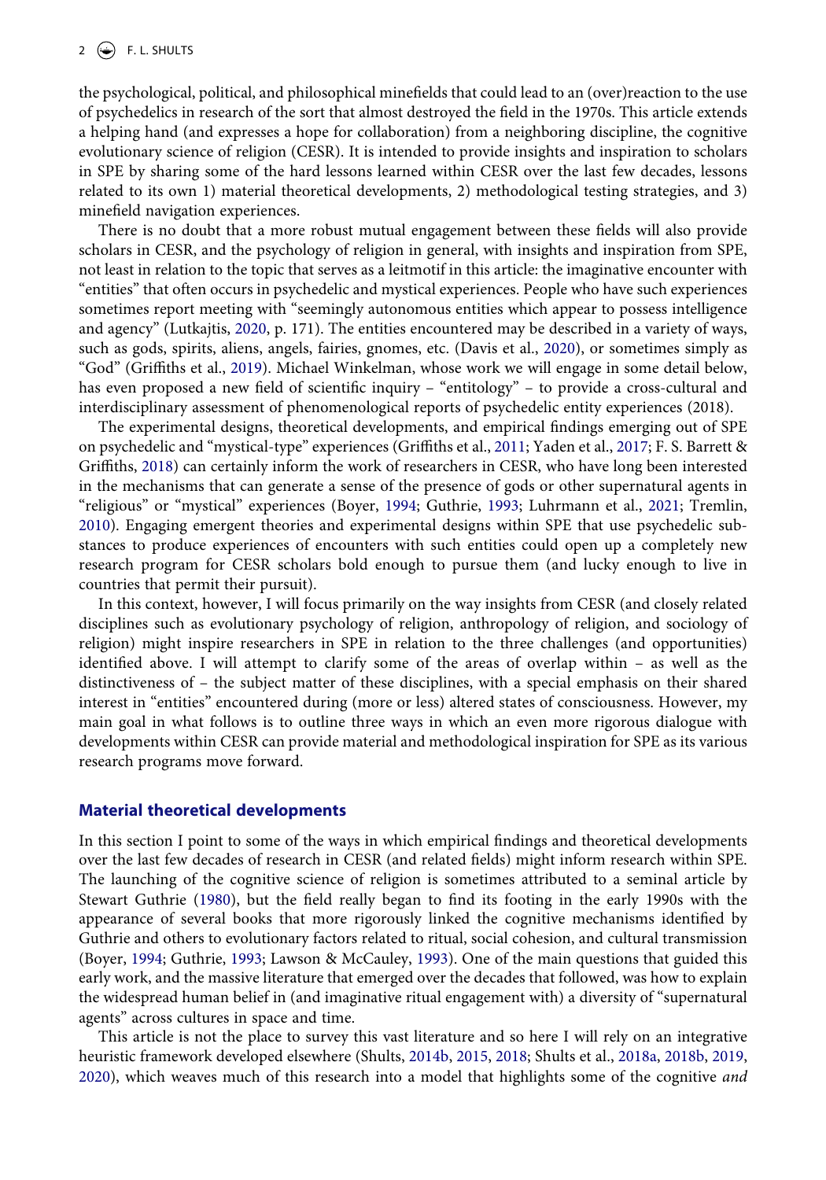the psychological, political, and philosophical minefields that could lead to an (over)reaction to the use of psychedelics in research of the sort that almost destroyed the field in the 1970s. This article extends a helping hand (and expresses a hope for collaboration) from a neighboring discipline, the cognitive evolutionary science of religion (CESR). It is intended to provide insights and inspiration to scholars in SPE by sharing some of the hard lessons learned within CESR over the last few decades, lessons related to its own 1) material theoretical developments, 2) methodological testing strategies, and 3) minefield navigation experiences.

There is no doubt that a more robust mutual engagement between these fields will also provide scholars in CESR, and the psychology of religion in general, with insights and inspiration from SPE, not least in relation to the topic that serves as a leitmotif in this article: the imaginative encounter with "entities" that often occurs in psychedelic and mystical experiences. People who have such experiences sometimes report meeting with "seemingly autonomous entities which appear to possess intelligence and agency" (Lutkajtis, 2020, p. 171). The entities encountered may be described in a variety of ways, such as gods, spirits, aliens, angels, fairies, gnomes, etc. (Davis et al., 2020), or sometimes simply as "God" (Griffiths et al., 2019). Michael Winkelman, whose work we will engage in some detail below, has even proposed a new field of scientific inquiry – "entitology" – to provide a cross-cultural and interdisciplinary assessment of phenomenological reports of psychedelic entity experiences (2018).

The experimental designs, theoretical developments, and empirical findings emerging out of SPE on psychedelic and "mystical-type" experiences (Griffiths et al., 2011; Yaden et al., 2017; F. S. Barrett & Griffiths, 2018) can certainly inform the work of researchers in CESR, who have long been interested in the mechanisms that can generate a sense of the presence of gods or other supernatural agents in "religious" or "mystical" experiences (Boyer, 1994; Guthrie, 1993; Luhrmann et al., 2021; Tremlin, 2010). Engaging emergent theories and experimental designs within SPE that use psychedelic substances to produce experiences of encounters with such entities could open up a completely new research program for CESR scholars bold enough to pursue them (and lucky enough to live in countries that permit their pursuit).

In this context, however, I will focus primarily on the way insights from CESR (and closely related disciplines such as evolutionary psychology of religion, anthropology of religion, and sociology of religion) might inspire researchers in SPE in relation to the three challenges (and opportunities) identified above. I will attempt to clarify some of the areas of overlap within – as well as the distinctiveness of – the subject matter of these disciplines, with a special emphasis on their shared interest in "entities" encountered during (more or less) altered states of consciousness. However, my main goal in what follows is to outline three ways in which an even more rigorous dialogue with developments within CESR can provide material and methodological inspiration for SPE as its various research programs move forward.

## Material theoretical developments

In this section I point to some of the ways in which empirical findings and theoretical developments over the last few decades of research in CESR (and related fields) might inform research within SPE. The launching of the cognitive science of religion is sometimes attributed to a seminal article by Stewart Guthrie (1980), but the field really began to find its footing in the early 1990s with the appearance of several books that more rigorously linked the cognitive mechanisms identified by Guthrie and others to evolutionary factors related to ritual, social cohesion, and cultural transmission (Boyer, 1994; Guthrie, 1993; Lawson & McCauley, 1993). One of the main questions that guided this early work, and the massive literature that emerged over the decades that followed, was how to explain the widespread human belief in (and imaginative ritual engagement with) a diversity of "supernatural agents" across cultures in space and time.

This article is not the place to survey this vast literature and so here I will rely on an integrative heuristic framework developed elsewhere (Shults, 2014b, 2015, 2018; Shults et al., 2018a, 2018b, 2019, 2020), which weaves much of this research into a model that highlights some of the cognitive *and*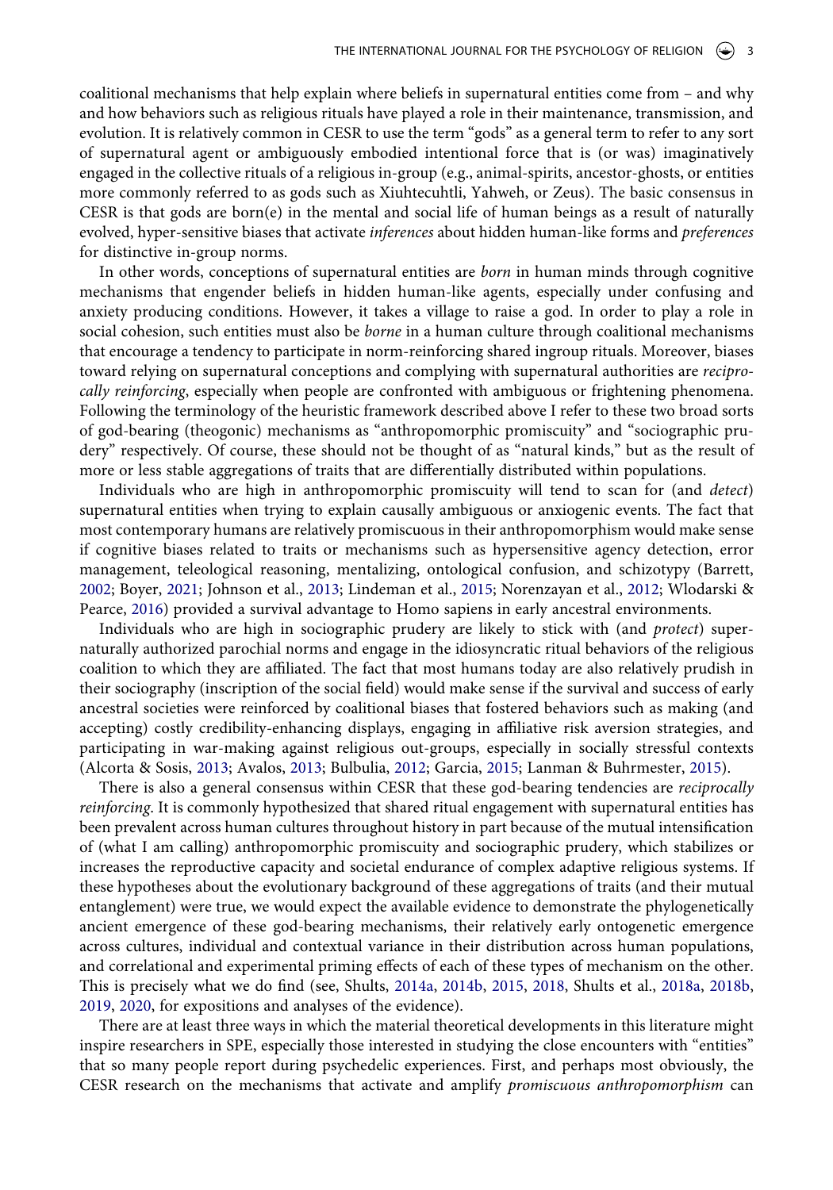coalitional mechanisms that help explain where beliefs in supernatural entities come from – and why and how behaviors such as religious rituals have played a role in their maintenance, transmission, and evolution. It is relatively common in CESR to use the term "gods" as a general term to refer to any sort of supernatural agent or ambiguously embodied intentional force that is (or was) imaginatively engaged in the collective rituals of a religious in-group (e.g., animal-spirits, ancestor-ghosts, or entities more commonly referred to as gods such as Xiuhtecuhtli, Yahweh, or Zeus). The basic consensus in CESR is that gods are born(e) in the mental and social life of human beings as a result of naturally evolved, hyper-sensitive biases that activate *inferences* about hidden human-like forms and *preferences* for distinctive in-group norms.

In other words, conceptions of supernatural entities are *born* in human minds through cognitive mechanisms that engender beliefs in hidden human-like agents, especially under confusing and anxiety producing conditions. However, it takes a village to raise a god. In order to play a role in social cohesion, such entities must also be *borne* in a human culture through coalitional mechanisms that encourage a tendency to participate in norm-reinforcing shared ingroup rituals. Moreover, biases toward relying on supernatural conceptions and complying with supernatural authorities are *reciprocally reinforcing*, especially when people are confronted with ambiguous or frightening phenomena. Following the terminology of the heuristic framework described above I refer to these two broad sorts of god-bearing (theogonic) mechanisms as "anthropomorphic promiscuity" and "sociographic prudery" respectively. Of course, these should not be thought of as "natural kinds," but as the result of more or less stable aggregations of traits that are differentially distributed within populations.

Individuals who are high in anthropomorphic promiscuity will tend to scan for (and *detect*) supernatural entities when trying to explain causally ambiguous or anxiogenic events. The fact that most contemporary humans are relatively promiscuous in their anthropomorphism would make sense if cognitive biases related to traits or mechanisms such as hypersensitive agency detection, error management, teleological reasoning, mentalizing, ontological confusion, and schizotypy (Barrett, 2002; Boyer, 2021; Johnson et al., 2013; Lindeman et al., 2015; Norenzayan et al., 2012; Wlodarski & Pearce, 2016) provided a survival advantage to Homo sapiens in early ancestral environments.

Individuals who are high in sociographic prudery are likely to stick with (and *protect*) supernaturally authorized parochial norms and engage in the idiosyncratic ritual behaviors of the religious coalition to which they are affiliated. The fact that most humans today are also relatively prudish in their sociography (inscription of the social field) would make sense if the survival and success of early ancestral societies were reinforced by coalitional biases that fostered behaviors such as making (and accepting) costly credibility-enhancing displays, engaging in affiliative risk aversion strategies, and participating in war-making against religious out-groups, especially in socially stressful contexts (Alcorta & Sosis, 2013; Avalos, 2013; Bulbulia, 2012; Garcia, 2015; Lanman & Buhrmester, 2015).

There is also a general consensus within CESR that these god-bearing tendencies are *reciprocally reinforcing*. It is commonly hypothesized that shared ritual engagement with supernatural entities has been prevalent across human cultures throughout history in part because of the mutual intensification of (what I am calling) anthropomorphic promiscuity and sociographic prudery, which stabilizes or increases the reproductive capacity and societal endurance of complex adaptive religious systems. If these hypotheses about the evolutionary background of these aggregations of traits (and their mutual entanglement) were true, we would expect the available evidence to demonstrate the phylogenetically ancient emergence of these god-bearing mechanisms, their relatively early ontogenetic emergence across cultures, individual and contextual variance in their distribution across human populations, and correlational and experimental priming effects of each of these types of mechanism on the other. This is precisely what we do find (see, Shults, 2014a, 2014b, 2015, 2018, Shults et al., 2018a, 2018b, 2019, 2020, for expositions and analyses of the evidence).

There are at least three ways in which the material theoretical developments in this literature might inspire researchers in SPE, especially those interested in studying the close encounters with "entities" that so many people report during psychedelic experiences. First, and perhaps most obviously, the CESR research on the mechanisms that activate and amplify *promiscuous anthropomorphism* can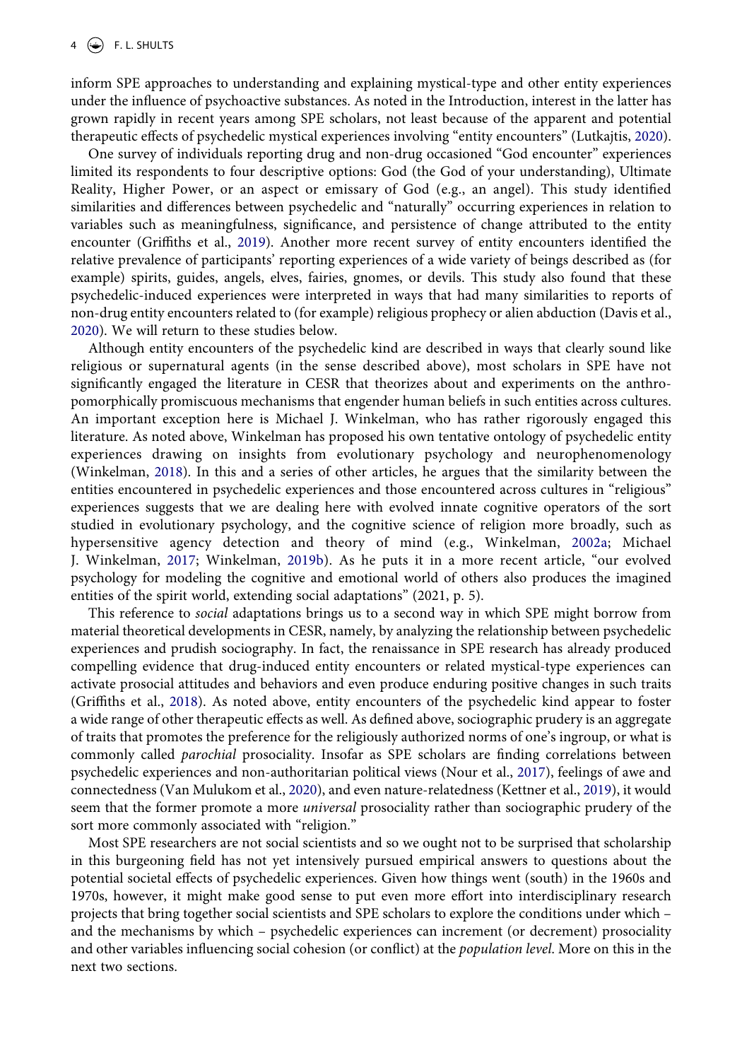inform SPE approaches to understanding and explaining mystical-type and other entity experiences under the influence of psychoactive substances. As noted in the Introduction, interest in the latter has grown rapidly in recent years among SPE scholars, not least because of the apparent and potential therapeutic effects of psychedelic mystical experiences involving "entity encounters" (Lutkajtis, 2020).

One survey of individuals reporting drug and non-drug occasioned "God encounter" experiences limited its respondents to four descriptive options: God (the God of your understanding), Ultimate Reality, Higher Power, or an aspect or emissary of God (e.g., an angel). This study identified similarities and differences between psychedelic and "naturally" occurring experiences in relation to variables such as meaningfulness, significance, and persistence of change attributed to the entity encounter (Griffiths et al., 2019). Another more recent survey of entity encounters identified the relative prevalence of participants' reporting experiences of a wide variety of beings described as (for example) spirits, guides, angels, elves, fairies, gnomes, or devils. This study also found that these psychedelic-induced experiences were interpreted in ways that had many similarities to reports of non-drug entity encounters related to (for example) religious prophecy or alien abduction (Davis et al., 2020). We will return to these studies below.

Although entity encounters of the psychedelic kind are described in ways that clearly sound like religious or supernatural agents (in the sense described above), most scholars in SPE have not significantly engaged the literature in CESR that theorizes about and experiments on the anthropomorphically promiscuous mechanisms that engender human beliefs in such entities across cultures. An important exception here is Michael J. Winkelman, who has rather rigorously engaged this literature. As noted above, Winkelman has proposed his own tentative ontology of psychedelic entity experiences drawing on insights from evolutionary psychology and neurophenomenology (Winkelman, 2018). In this and a series of other articles, he argues that the similarity between the entities encountered in psychedelic experiences and those encountered across cultures in "religious" experiences suggests that we are dealing here with evolved innate cognitive operators of the sort studied in evolutionary psychology, and the cognitive science of religion more broadly, such as hypersensitive agency detection and theory of mind (e.g., Winkelman, 2002a; Michael J. Winkelman, 2017; Winkelman, 2019b). As he puts it in a more recent article, "our evolved psychology for modeling the cognitive and emotional world of others also produces the imagined entities of the spirit world, extending social adaptations" (2021, p. 5).

This reference to *social* adaptations brings us to a second way in which SPE might borrow from material theoretical developments in CESR, namely, by analyzing the relationship between psychedelic experiences and prudish sociography. In fact, the renaissance in SPE research has already produced compelling evidence that drug-induced entity encounters or related mystical-type experiences can activate prosocial attitudes and behaviors and even produce enduring positive changes in such traits (Griffiths et al., 2018). As noted above, entity encounters of the psychedelic kind appear to foster a wide range of other therapeutic effects as well. As defined above, sociographic prudery is an aggregate of traits that promotes the preference for the religiously authorized norms of one's ingroup, or what is commonly called *parochial* prosociality. Insofar as SPE scholars are finding correlations between psychedelic experiences and non-authoritarian political views (Nour et al., 2017), feelings of awe and connectedness (Van Mulukom et al., 2020), and even nature-relatedness (Kettner et al., 2019), it would seem that the former promote a more *universal* prosociality rather than sociographic prudery of the sort more commonly associated with "religion."

Most SPE researchers are not social scientists and so we ought not to be surprised that scholarship in this burgeoning field has not yet intensively pursued empirical answers to questions about the potential societal effects of psychedelic experiences. Given how things went (south) in the 1960s and 1970s, however, it might make good sense to put even more effort into interdisciplinary research projects that bring together social scientists and SPE scholars to explore the conditions under which – and the mechanisms by which – psychedelic experiences can increment (or decrement) prosociality and other variables influencing social cohesion (or conflict) at the *population level*. More on this in the next two sections.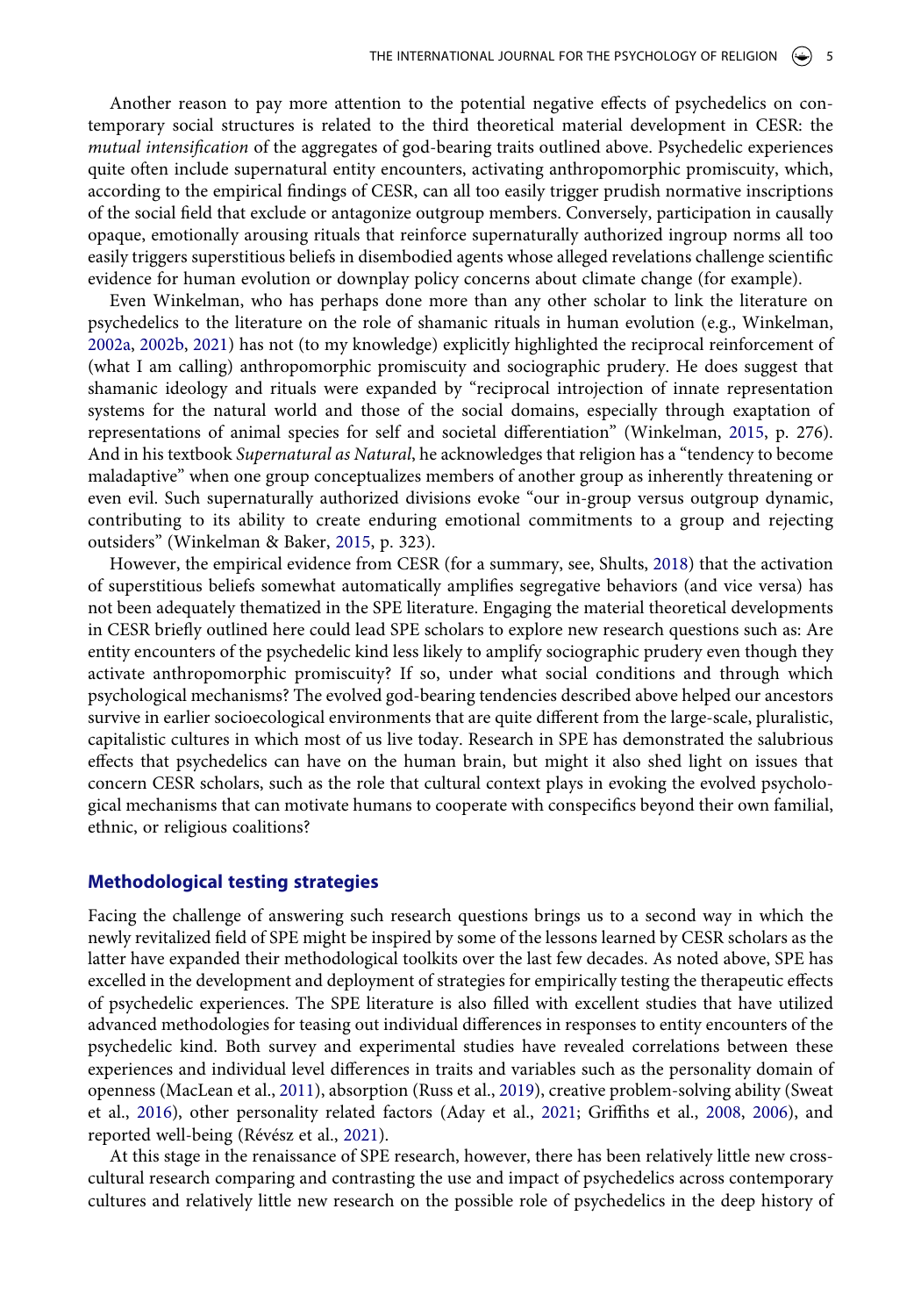Another reason to pay more attention to the potential negative effects of psychedelics on contemporary social structures is related to the third theoretical material development in CESR: the *mutual intensification* of the aggregates of god-bearing traits outlined above. Psychedelic experiences quite often include supernatural entity encounters, activating anthropomorphic promiscuity, which, according to the empirical findings of CESR, can all too easily trigger prudish normative inscriptions of the social field that exclude or antagonize outgroup members. Conversely, participation in causally opaque, emotionally arousing rituals that reinforce supernaturally authorized ingroup norms all too easily triggers superstitious beliefs in disembodied agents whose alleged revelations challenge scientific evidence for human evolution or downplay policy concerns about climate change (for example).

Even Winkelman, who has perhaps done more than any other scholar to link the literature on psychedelics to the literature on the role of shamanic rituals in human evolution (e.g., Winkelman, 2002a, 2002b, 2021) has not (to my knowledge) explicitly highlighted the reciprocal reinforcement of (what I am calling) anthropomorphic promiscuity and sociographic prudery. He does suggest that shamanic ideology and rituals were expanded by "reciprocal introjection of innate representation systems for the natural world and those of the social domains, especially through exaptation of representations of animal species for self and societal differentiation" (Winkelman, 2015, p. 276). And in his textbook *Supernatural as Natural*, he acknowledges that religion has a "tendency to become maladaptive" when one group conceptualizes members of another group as inherently threatening or even evil. Such supernaturally authorized divisions evoke "our in-group versus outgroup dynamic, contributing to its ability to create enduring emotional commitments to a group and rejecting outsiders" (Winkelman & Baker, 2015, p. 323).

However, the empirical evidence from CESR (for a summary, see, Shults, 2018) that the activation of superstitious beliefs somewhat automatically amplifies segregative behaviors (and vice versa) has not been adequately thematized in the SPE literature. Engaging the material theoretical developments in CESR briefly outlined here could lead SPE scholars to explore new research questions such as: Are entity encounters of the psychedelic kind less likely to amplify sociographic prudery even though they activate anthropomorphic promiscuity? If so, under what social conditions and through which psychological mechanisms? The evolved god-bearing tendencies described above helped our ancestors survive in earlier socioecological environments that are quite different from the large-scale, pluralistic, capitalistic cultures in which most of us live today. Research in SPE has demonstrated the salubrious effects that psychedelics can have on the human brain, but might it also shed light on issues that concern CESR scholars, such as the role that cultural context plays in evoking the evolved psychological mechanisms that can motivate humans to cooperate with conspecifics beyond their own familial, ethnic, or religious coalitions?

## Methodological testing strategies

Facing the challenge of answering such research questions brings us to a second way in which the newly revitalized field of SPE might be inspired by some of the lessons learned by CESR scholars as the latter have expanded their methodological toolkits over the last few decades. As noted above, SPE has excelled in the development and deployment of strategies for empirically testing the therapeutic effects of psychedelic experiences. The SPE literature is also filled with excellent studies that have utilized advanced methodologies for teasing out individual differences in responses to entity encounters of the psychedelic kind. Both survey and experimental studies have revealed correlations between these experiences and individual level differences in traits and variables such as the personality domain of openness (MacLean et al., 2011), absorption (Russ et al., 2019), creative problem-solving ability (Sweat et al., 2016), other personality related factors (Aday et al., 2021; Griffiths et al., 2008, 2006), and reported well-being (Révész et al., 2021).

At this stage in the renaissance of SPE research, however, there has been relatively little new cross-cultural research comparing and contrasting the use and impact of psychedelics across contemporary cultures and relatively little new research on the possible role of psychedelics in the deep history of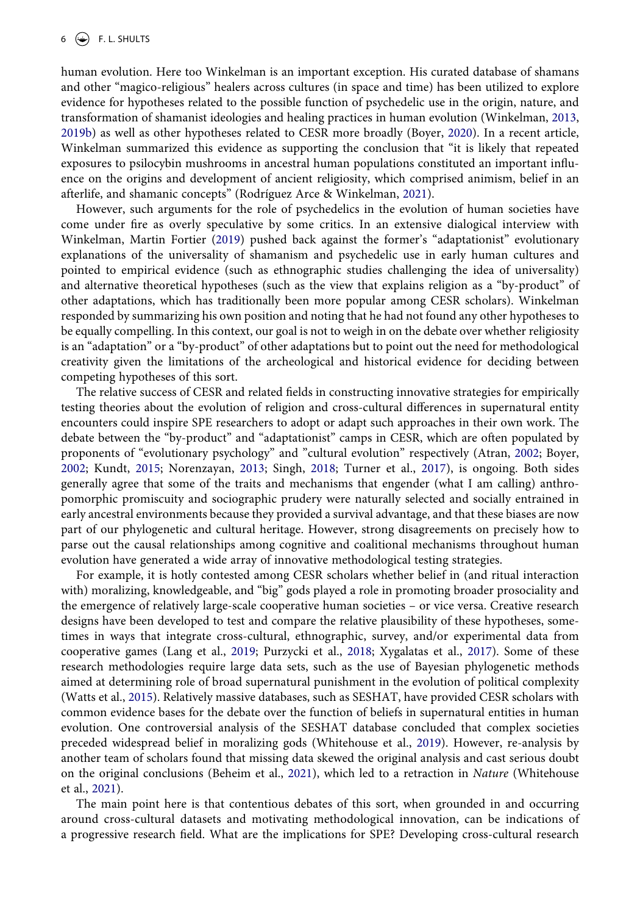human evolution. Here too Winkelman is an important exception. His curated database of shamans and other "magico-religious" healers across cultures (in space and time) has been utilized to explore evidence for hypotheses related to the possible function of psychedelic use in the origin, nature, and transformation of shamanist ideologies and healing practices in human evolution (Winkelman, 2013, 2019b) as well as other hypotheses related to CESR more broadly (Boyer, 2020). In a recent article, Winkelman summarized this evidence as supporting the conclusion that "it is likely that repeated exposures to psilocybin mushrooms in ancestral human populations constituted an important influence on the origins and development of ancient religiosity, which comprised animism, belief in an afterlife, and shamanic concepts" (Rodríguez Arce & Winkelman, 2021).

However, such arguments for the role of psychedelics in the evolution of human societies have come under fire as overly speculative by some critics. In an extensive dialogical interview with Winkelman, Martin Fortier (2019) pushed back against the former's "adaptationist" evolutionary explanations of the universality of shamanism and psychedelic use in early human cultures and pointed to empirical evidence (such as ethnographic studies challenging the idea of universality) and alternative theoretical hypotheses (such as the view that explains religion as a "by-product" of other adaptations, which has traditionally been more popular among CESR scholars). Winkelman responded by summarizing his own position and noting that he had not found any other hypotheses to be equally compelling. In this context, our goal is not to weigh in on the debate over whether religiosity is an "adaptation" or a "by-product" of other adaptations but to point out the need for methodological creativity given the limitations of the archeological and historical evidence for deciding between competing hypotheses of this sort.

The relative success of CESR and related fields in constructing innovative strategies for empirically testing theories about the evolution of religion and cross-cultural differences in supernatural entity encounters could inspire SPE researchers to adopt or adapt such approaches in their own work. The debate between the "by-product" and "adaptationist" camps in CESR, which are often populated by proponents of "evolutionary psychology" and "cultural evolution" respectively (Atran, 2002; Boyer, 2002; Kundt, 2015; Norenzayan, 2013; Singh, 2018; Turner et al., 2017), is ongoing. Both sides generally agree that some of the traits and mechanisms that engender (what I am calling) anthropomorphic promiscuity and sociographic prudery were naturally selected and socially entrained in early ancestral environments because they provided a survival advantage, and that these biases are now part of our phylogenetic and cultural heritage. However, strong disagreements on precisely how to parse out the causal relationships among cognitive and coalitional mechanisms throughout human evolution have generated a wide array of innovative methodological testing strategies.

For example, it is hotly contested among CESR scholars whether belief in (and ritual interaction with) moralizing, knowledgeable, and "big" gods played a role in promoting broader prosociality and the emergence of relatively large-scale cooperative human societies – or vice versa. Creative research designs have been developed to test and compare the relative plausibility of these hypotheses, sometimes in ways that integrate cross-cultural, ethnographic, survey, and/or experimental data from cooperative games (Lang et al., 2019; Purzycki et al., 2018; Xygalatas et al., 2017). Some of these research methodologies require large data sets, such as the use of Bayesian phylogenetic methods aimed at determining role of broad supernatural punishment in the evolution of political complexity (Watts et al., 2015). Relatively massive databases, such as SESHAT, have provided CESR scholars with common evidence bases for the debate over the function of beliefs in supernatural entities in human evolution. One controversial analysis of the SESHAT database concluded that complex societies preceded widespread belief in moralizing gods (Whitehouse et al., 2019). However, re-analysis by another team of scholars found that missing data skewed the original analysis and cast serious doubt on the original conclusions (Beheim et al., 2021), which led to a retraction in *Nature* (Whitehouse et al., 2021).

The main point here is that contentious debates of this sort, when grounded in and occurring around cross-cultural datasets and motivating methodological innovation, can be indications of a progressive research field. What are the implications for SPE? Developing cross-cultural research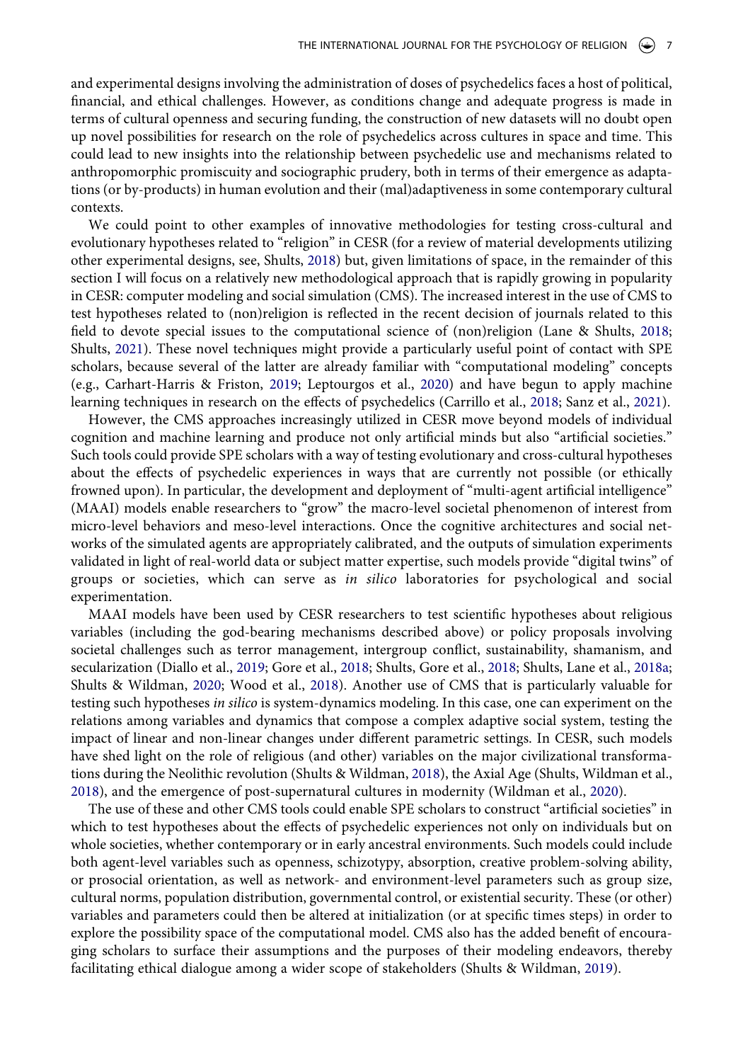and experimental designs involving the administration of doses of psychedelics faces a host of political, financial, and ethical challenges. However, as conditions change and adequate progress is made in terms of cultural openness and securing funding, the construction of new datasets will no doubt open up novel possibilities for research on the role of psychedelics across cultures in space and time. This could lead to new insights into the relationship between psychedelic use and mechanisms related to anthropomorphic promiscuity and sociographic prudery, both in terms of their emergence as adaptations (or by-products) in human evolution and their (mal)adaptiveness in some contemporary cultural contexts.

We could point to other examples of innovative methodologies for testing cross-cultural and evolutionary hypotheses related to "religion" in CESR (for a review of material developments utilizing other experimental designs, see, Shults, 2018) but, given limitations of space, in the remainder of this section I will focus on a relatively new methodological approach that is rapidly growing in popularity in CESR: computer modeling and social simulation (CMS). The increased interest in the use of CMS to test hypotheses related to (non)religion is reflected in the recent decision of journals related to this field to devote special issues to the computational science of (non)religion (Lane & Shults, 2018; Shults, 2021). These novel techniques might provide a particularly useful point of contact with SPE scholars, because several of the latter are already familiar with "computational modeling" concepts (e.g., Carhart-Harris & Friston, 2019; Leptourgos et al., 2020) and have begun to apply machine learning techniques in research on the effects of psychedelics (Carrillo et al., 2018; Sanz et al., 2021).

However, the CMS approaches increasingly utilized in CESR move beyond models of individual cognition and machine learning and produce not only artificial minds but also "artificial societies." Such tools could provide SPE scholars with a way of testing evolutionary and cross-cultural hypotheses about the effects of psychedelic experiences in ways that are currently not possible (or ethically frowned upon). In particular, the development and deployment of "multi-agent artificial intelligence" (MAAI) models enable researchers to "grow" the macro-level societal phenomenon of interest from micro-level behaviors and meso-level interactions. Once the cognitive architectures and social networks of the simulated agents are appropriately calibrated, and the outputs of simulation experiments validated in light of real-world data or subject matter expertise, such models provide "digital twins" of groups or societies, which can serve as *in silico* laboratories for psychological and social experimentation.

MAAI models have been used by CESR researchers to test scientific hypotheses about religious variables (including the god-bearing mechanisms described above) or policy proposals involving societal challenges such as terror management, intergroup conflict, sustainability, shamanism, and secularization (Diallo et al., 2019; Gore et al., 2018; Shults, Gore et al., 2018; Shults, Lane et al., 2018a; Shults & Wildman, 2020; Wood et al., 2018). Another use of CMS that is particularly valuable for testing such hypotheses *in silico* is system-dynamics modeling. In this case, one can experiment on the relations among variables and dynamics that compose a complex adaptive social system, testing the impact of linear and non-linear changes under different parametric settings. In CESR, such models have shed light on the role of religious (and other) variables on the major civilizational transformations during the Neolithic revolution (Shults & Wildman, 2018), the Axial Age (Shults, Wildman et al., 2018), and the emergence of post-supernatural cultures in modernity (Wildman et al., 2020).

The use of these and other CMS tools could enable SPE scholars to construct "artificial societies" in which to test hypotheses about the effects of psychedelic experiences not only on individuals but on whole societies, whether contemporary or in early ancestral environments. Such models could include both agent-level variables such as openness, schizotypy, absorption, creative problem-solving ability, or prosocial orientation, as well as network- and environment-level parameters such as group size, cultural norms, population distribution, governmental control, or existential security. These (or other) variables and parameters could then be altered at initialization (or at specific times steps) in order to explore the possibility space of the computational model. CMS also has the added benefit of encouraging scholars to surface their assumptions and the purposes of their modeling endeavors, thereby facilitating ethical dialogue among a wider scope of stakeholders (Shults & Wildman, 2019).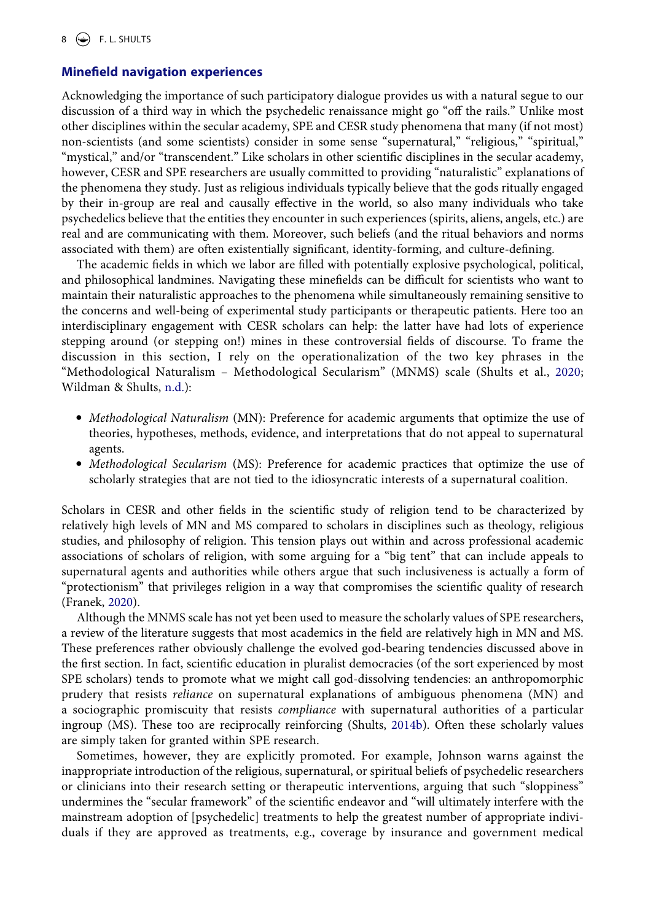### Minefield navigation experiences

Acknowledging the importance of such participatory dialogue provides us with a natural segue to our discussion of a third way in which the psychedelic renaissance might go "off the rails." Unlike most other disciplines within the secular academy, SPE and CESR study phenomena that many (if not most) non-scientists (and some scientists) consider in some sense "supernatural," "religious," "spiritual," "mystical," and/or "transcendent." Like scholars in other scientific disciplines in the secular academy, however, CESR and SPE researchers are usually committed to providing "naturalistic" explanations of the phenomena they study. Just as religious individuals typically believe that the gods ritually engaged by their in-group are real and causally effective in the world, so also many individuals who take psychedelics believe that the entities they encounter in such experiences (spirits, aliens, angels, etc.) are real and are communicating with them. Moreover, such beliefs (and the ritual behaviors and norms associated with them) are often existentially significant, identity-forming, and culture-defining.

The academic fields in which we labor are filled with potentially explosive psychological, political, and philosophical landmines. Navigating these minefields can be difficult for scientists who want to maintain their naturalistic approaches to the phenomena while simultaneously remaining sensitive to the concerns and well-being of experimental study participants or therapeutic patients. Here too an interdisciplinary engagement with CESR scholars can help: the latter have had lots of experience stepping around (or stepping on!) mines in these controversial fields of discourse. To frame the discussion in this section, I rely on the operationalization of the two key phrases in the "Methodological Naturalism – Methodological Secularism" (MNMS) scale (Shults et al., 2020; Wildman & Shults, n.d.):

- *Methodological Naturalism* (MN): Preference for academic arguments that optimize the use of theories, hypotheses, methods, evidence, and interpretations that do not appeal to supernatural agents.
- *Methodological Secularism* (MS): Preference for academic practices that optimize the use of scholarly strategies that are not tied to the idiosyncratic interests of a supernatural coalition.

Scholars in CESR and other fields in the scientific study of religion tend to be characterized by relatively high levels of MN and MS compared to scholars in disciplines such as theology, religious studies, and philosophy of religion. This tension plays out within and across professional academic associations of scholars of religion, with some arguing for a "big tent" that can include appeals to supernatural agents and authorities while others argue that such inclusiveness is actually a form of "protectionism" that privileges religion in a way that compromises the scientific quality of research (Franek, 2020).

Although the MNMS scale has not yet been used to measure the scholarly values of SPE researchers, a review of the literature suggests that most academics in the field are relatively high in MN and MS. These preferences rather obviously challenge the evolved god-bearing tendencies discussed above in the first section. In fact, scientific education in pluralist democracies (of the sort experienced by most SPE scholars) tends to promote what we might call god-dissolving tendencies: an anthropomorphic prudery that resists *reliance* on supernatural explanations of ambiguous phenomena (MN) and a sociographic promiscuity that resists *compliance* with supernatural authorities of a particular ingroup (MS). These too are reciprocally reinforcing (Shults, 2014b). Often these scholarly values are simply taken for granted within SPE research.

Sometimes, however, they are explicitly promoted. For example, Johnson warns against the inappropriate introduction of the religious, supernatural, or spiritual beliefs of psychedelic researchers or clinicians into their research setting or therapeutic interventions, arguing that such "sloppiness" undermines the "secular framework" of the scientific endeavor and "will ultimately interfere with the mainstream adoption of [psychedelic] treatments to help the greatest number of appropriate individuals if they are approved as treatments, e.g., coverage by insurance and government medical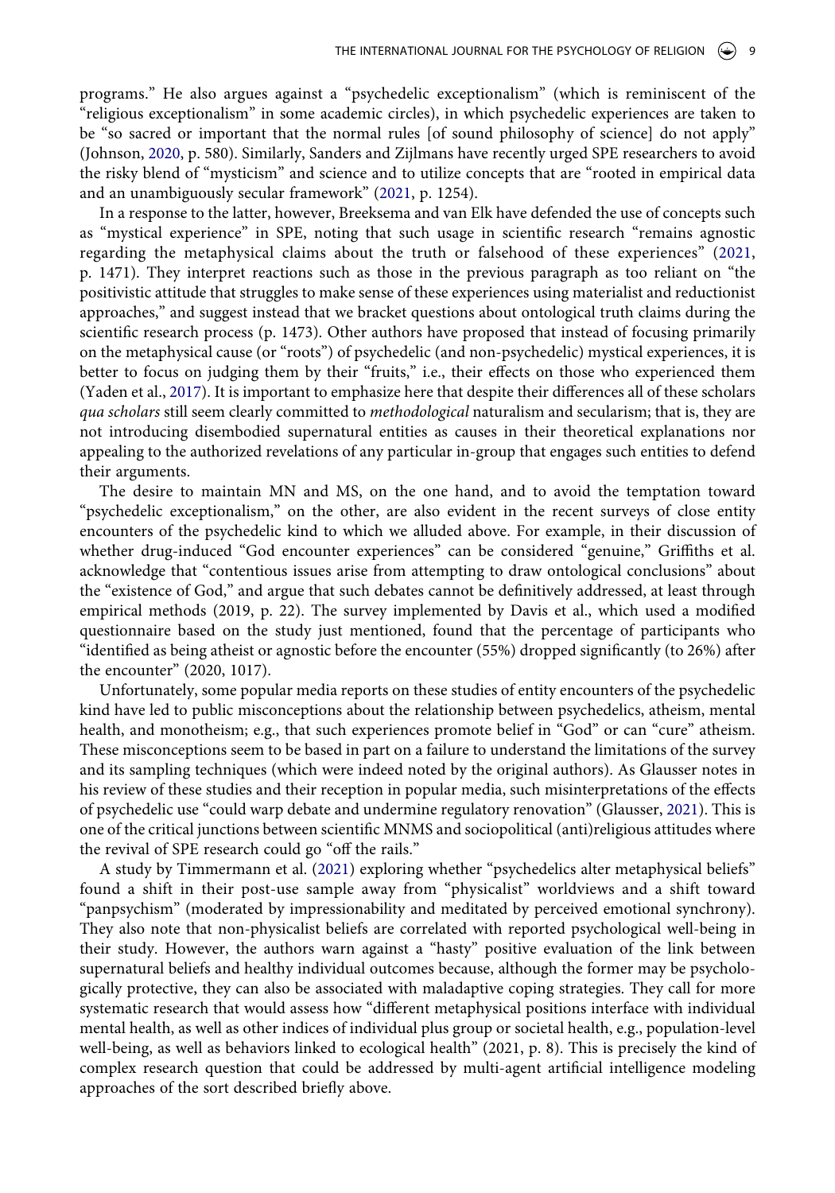programs." He also argues against a "psychedelic exceptionalism" (which is reminiscent of the "religious exceptionalism" in some academic circles), in which psychedelic experiences are taken to be "so sacred or important that the normal rules [of sound philosophy of science] do not apply" (Johnson, 2020, p. 580). Similarly, Sanders and Zijlmans have recently urged SPE researchers to avoid the risky blend of "mysticism" and science and to utilize concepts that are "rooted in empirical data and an unambiguously secular framework" (2021, p. 1254).

In a response to the latter, however, Breeksema and van Elk have defended the use of concepts such as "mystical experience" in SPE, noting that such usage in scientific research "remains agnostic regarding the metaphysical claims about the truth or falsehood of these experiences" (2021, p. 1471). They interpret reactions such as those in the previous paragraph as too reliant on "the positivistic attitude that struggles to make sense of these experiences using materialist and reductionist approaches," and suggest instead that we bracket questions about ontological truth claims during the scientific research process (p. 1473). Other authors have proposed that instead of focusing primarily on the metaphysical cause (or "roots") of psychedelic (and non-psychedelic) mystical experiences, it is better to focus on judging them by their "fruits," i.e., their effects on those who experienced them (Yaden et al., 2017). It is important to emphasize here that despite their differences all of these scholars *qua scholars* still seem clearly committed to *methodological* naturalism and secularism; that is, they are not introducing disembodied supernatural entities as causes in their theoretical explanations nor appealing to the authorized revelations of any particular in-group that engages such entities to defend their arguments.

The desire to maintain MN and MS, on the one hand, and to avoid the temptation toward "psychedelic exceptionalism," on the other, are also evident in the recent surveys of close entity encounters of the psychedelic kind to which we alluded above. For example, in their discussion of whether drug-induced "God encounter experiences" can be considered "genuine," Griffiths et al. acknowledge that "contentious issues arise from attempting to draw ontological conclusions" about the "existence of God," and argue that such debates cannot be definitively addressed, at least through empirical methods (2019, p. 22). The survey implemented by Davis et al., which used a modified questionnaire based on the study just mentioned, found that the percentage of participants who "identified as being atheist or agnostic before the encounter (55%) dropped significantly (to 26%) after the encounter" (2020, 1017).

Unfortunately, some popular media reports on these studies of entity encounters of the psychedelic kind have led to public misconceptions about the relationship between psychedelics, atheism, mental health, and monotheism; e.g., that such experiences promote belief in "God" or can "cure" atheism. These misconceptions seem to be based in part on a failure to understand the limitations of the survey and its sampling techniques (which were indeed noted by the original authors). As Glausser notes in his review of these studies and their reception in popular media, such misinterpretations of the effects of psychedelic use "could warp debate and undermine regulatory renovation" (Glausser, 2021). This is one of the critical junctions between scientific MNMS and sociopolitical (anti)religious attitudes where the revival of SPE research could go "off the rails."

A study by Timmermann et al. (2021) exploring whether "psychedelics alter metaphysical beliefs" found a shift in their post-use sample away from "physicalist" worldviews and a shift toward "panpsychism" (moderated by impressionability and meditated by perceived emotional synchrony). They also note that non-physicalist beliefs are correlated with reported psychological well-being in their study. However, the authors warn against a "hasty" positive evaluation of the link between supernatural beliefs and healthy individual outcomes because, although the former may be psychologically protective, they can also be associated with maladaptive coping strategies. They call for more systematic research that would assess how "different metaphysical positions interface with individual mental health, as well as other indices of individual plus group or societal health, e.g., population-level well-being, as well as behaviors linked to ecological health" (2021, p. 8). This is precisely the kind of complex research question that could be addressed by multi-agent artificial intelligence modeling approaches of the sort described briefly above.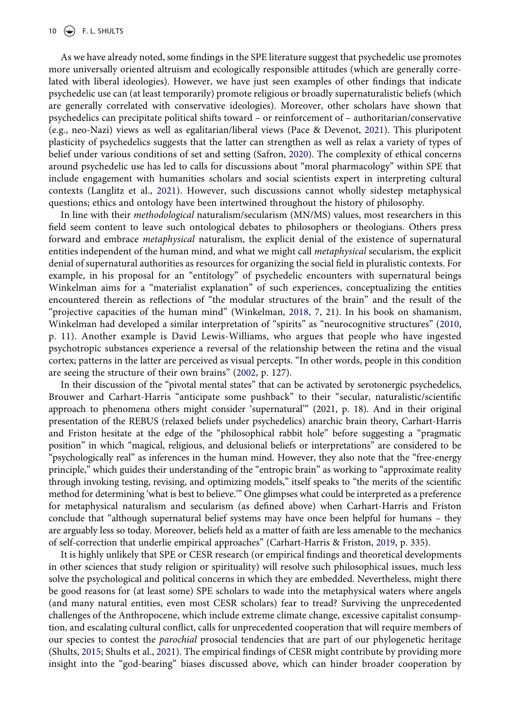As we have already noted, some findings in the SPE literature suggest that psychedelic use promotes more universally oriented altruism and ecologically responsible attitudes (which are generally correlated with liberal ideologies). However, we have just seen examples of other findings that indicate psychedelic use can (at least temporarily) promote religious or broadly supernaturalistic beliefs (which are generally correlated with conservative ideologies). Moreover, other scholars have shown that psychedelics can precipitate political shifts toward – or reinforcement of – authoritarian/conservative (e.g., neo-Nazi) views as well as egalitarian/liberal views (Pace & Devenot, 2021). This pluripotent plasticity of psychedelics suggests that the latter can strengthen as well as relax a variety of types of belief under various conditions of set and setting (Safron, 2020). The complexity of ethical concerns around psychedelic use has led to calls for discussions about "moral pharmacology" within SPE that include engagement with humanities scholars and social scientists expert in interpreting cultural contexts (Langlitz et al., 2021). However, such discussions cannot wholly sidestep metaphysical questions; ethics and ontology have been intertwined throughout the history of philosophy.

In line with their *methodological* naturalism/secularism (MN/MS) values, most researchers in this field seem content to leave such ontological debates to philosophers or theologians. Others press forward and embrace *metaphysical* naturalism, the explicit denial of the existence of supernatural entities independent of the human mind, and what we might call *metaphysical* secularism, the explicit denial of supernatural authorities as resources for organizing the social field in pluralistic contexts. For example, in his proposal for an "entitology" of psychedelic encounters with supernatural beings Winkelman aims for a "materialist explanation" of such experiences, conceptualizing the entities encountered therein as reflections of "the modular structures of the brain" and the result of the "projective capacities of the human mind" (Winkelman, 2018, 7, 21). In his book on shamanism, Winkelman had developed a similar interpretation of "spirits" as "neurocognitive structures" (2010, p. 11). Another example is David Lewis-Williams, who argues that people who have ingested psychotropic substances experience a reversal of the relationship between the retina and the visual cortex; patterns in the latter are perceived as visual percepts. "In other words, people in this condition are seeing the structure of their own brains" (2002, p. 127).

In their discussion of the "pivotal mental states" that can be activated by serotonergic psychedelics, Brouwer and Carhart-Harris "anticipate some pushback" to their "secular, naturalistic/scientific approach to phenomena others might consider 'supernatural'" (2021, p. 18). And in their original presentation of the REBUS (relaxed beliefs under psychedelics) anarchic brain theory, Carhart-Harris and Friston hesitate at the edge of the "philosophical rabbit hole" before suggesting a "pragmatic position" in which "magical, religious, and delusional beliefs or interpretations" are considered to be "psychologically real" as inferences in the human mind. However, they also note that the "free-energy principle," which guides their understanding of the "entropic brain" as working to "approximate reality through invoking testing, revising, and optimizing models," itself speaks to "the merits of the scientific method for determining 'what is best to believe.'" One glimpses what could be interpreted as a preference for metaphysical naturalism and secularism (as defined above) when Carhart-Harris and Friston conclude that "although supernatural belief systems may have once been helpful for humans – they are arguably less so today. Moreover, beliefs held as a matter of faith are less amenable to the mechanics of self-correction that underlie empirical approaches" (Carhart-Harris & Friston, 2019, p. 335).

It is highly unlikely that SPE or CESR research (or empirical findings and theoretical developments in other sciences that study religion or spirituality) will resolve such philosophical issues, much less solve the psychological and political concerns in which they are embedded. Nevertheless, might there be good reasons for (at least some) SPE scholars to wade into the metaphysical waters where angels (and many natural entities, even most CESR scholars) fear to tread? Surviving the unprecedented challenges of the Anthropocene, which include extreme climate change, excessive capitalist consumption, and escalating cultural conflict, calls for unprecedented cooperation that will require members of our species to contest the *parochial* prosocial tendencies that are part of our phylogenetic heritage (Shults, 2015; Shults et al., 2021). The empirical findings of CESR might contribute by providing more insight into the "god-bearing" biases discussed above, which can hinder broader cooperation by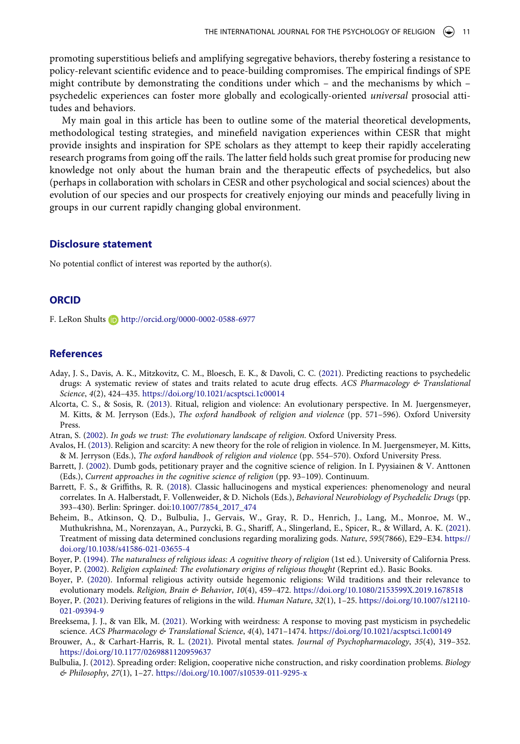promoting superstitious beliefs and amplifying segregative behaviors, thereby fostering a resistance to policy-relevant scientific evidence and to peace-building compromises. The empirical findings of SPE might contribute by demonstrating the conditions under which – and the mechanisms by which – psychedelic experiences can foster more globally and ecologically-oriented *universal* prosocial attitudes and behaviors.

My main goal in this article has been to outline some of the material theoretical developments, methodological testing strategies, and minefield navigation experiences within CESR that might provide insights and inspiration for SPE scholars as they attempt to keep their rapidly accelerating research programs from going off the rails. The latter field holds such great promise for producing new knowledge not only about the human brain and the therapeutic effects of psychedelics, but also (perhaps in collaboration with scholars in CESR and other psychological and social sciences) about the evolution of our species and our prospects for creatively enjoying our minds and peacefully living in groups in our current rapidly changing global environment.

## Disclosure statement

No potential conflict of interest was reported by the author(s).

## ORCID

F. LeRon Shults http://orcid.org/0000-0002-0588-6977

## References

Aday, J. S., Davis, A. K., Mitzkovitz, C. M., Bloesch, E. K., & Davoli, C. C. (2021). Predicting reactions to psychedelic drugs: A systematic review of states and traits related to acute drug effects. *ACS Pharmacology & Translational Science*, *4*(2), 424–435. https://doi.org/10.1021/acsptsci.1c00014

Alcorta, C. S., & Sosis, R. (2013). Ritual, religion and violence: An evolutionary perspective. In M. Juergensmeyer, M. Kitts, & M. Jerryson (Eds.), *The oxford handbook of religion and violence* (pp. 571–596). Oxford University Press.

Atran, S. (2002). *In gods we trust: The evolutionary landscape of religion*. Oxford University Press.

Avalos, H. (2013). Religion and scarcity: A new theory for the role of religion in violence. In M. Juergensmeyer, M. Kitts, & M. Jerryson (Eds.), *The oxford handbook of religion and violence* (pp. 554–570). Oxford University Press.

Barrett, J. (2002). Dumb gods, petitionary prayer and the cognitive science of religion. In I. Pyysiainen & V. Anttonen (Eds.), *Current approaches in the cognitive science of religion* (pp. 93–109). Continuum.

Barrett, F. S., & Griffiths, R. R. (2018). Classic hallucinogens and mystical experiences: phenomenology and neural correlates. In A. Halberstadt, F. Vollenweider, & D. Nichols (Eds.), *Behavioral Neurobiology of Psychedelic Drugs* (pp. 393–430). Berlin: Springer. doi:10.1007/7854_2017_474

Beheim, B., Atkinson, Q. D., Bulbulia, J., Gervais, W., Gray, R. D., Henrich, J., Lang, M., Monroe, M. W., Muthukrishna, M., Norenzayan, A., Purzycki, B. G., Shariff, A., Slingerland, E., Spicer, R., & Willard, A. K. (2021). Treatment of missing data determined conclusions regarding moralizing gods. *Nature*, *595*(7866), E29–E34. https://doi.org/10.1038/s41586-021-03655-4

Boyer, P. (1994). *The naturalness of religious ideas: A cognitive theory of religion* (1st ed.). University of California Press.

Boyer, P. (2002). *Religion explained: The evolutionary origins of religious thought* (Reprint ed.). Basic Books.

Boyer, P. (2020). Informal religious activity outside hegemonic religions: Wild traditions and their relevance to evolutionary models. *Religion, Brain & Behavior*, *10*(4), 459–472. https://doi.org/10.1080/2153599X.2019.1678518

Boyer, P. (2021). Deriving features of religions in the wild. *Human Nature*, *32*(1), 1–25. https://doi.org/10.1007/s12110-021-09394-9

Breeksema, J. J., & van Elk, M. (2021). Working with weirdness: A response to moving past mysticism in psychedelic science. *ACS Pharmacology & Translational Science*, *4*(4), 1471–1474. https://doi.org/10.1021/acsptsci.1c00149

Brouwer, A., & Carhart-Harris, R. L. (2021). Pivotal mental states. *Journal of Psychopharmacology*, *35*(4), 319–352. https://doi.org/10.1177/0269881120959637

Bulbulia, J. (2012). Spreading order: Religion, cooperative niche construction, and risky coordination problems. *Biology & Philosophy*, *27*(1), 1–27. https://doi.org/10.1007/s10539-011-9295-x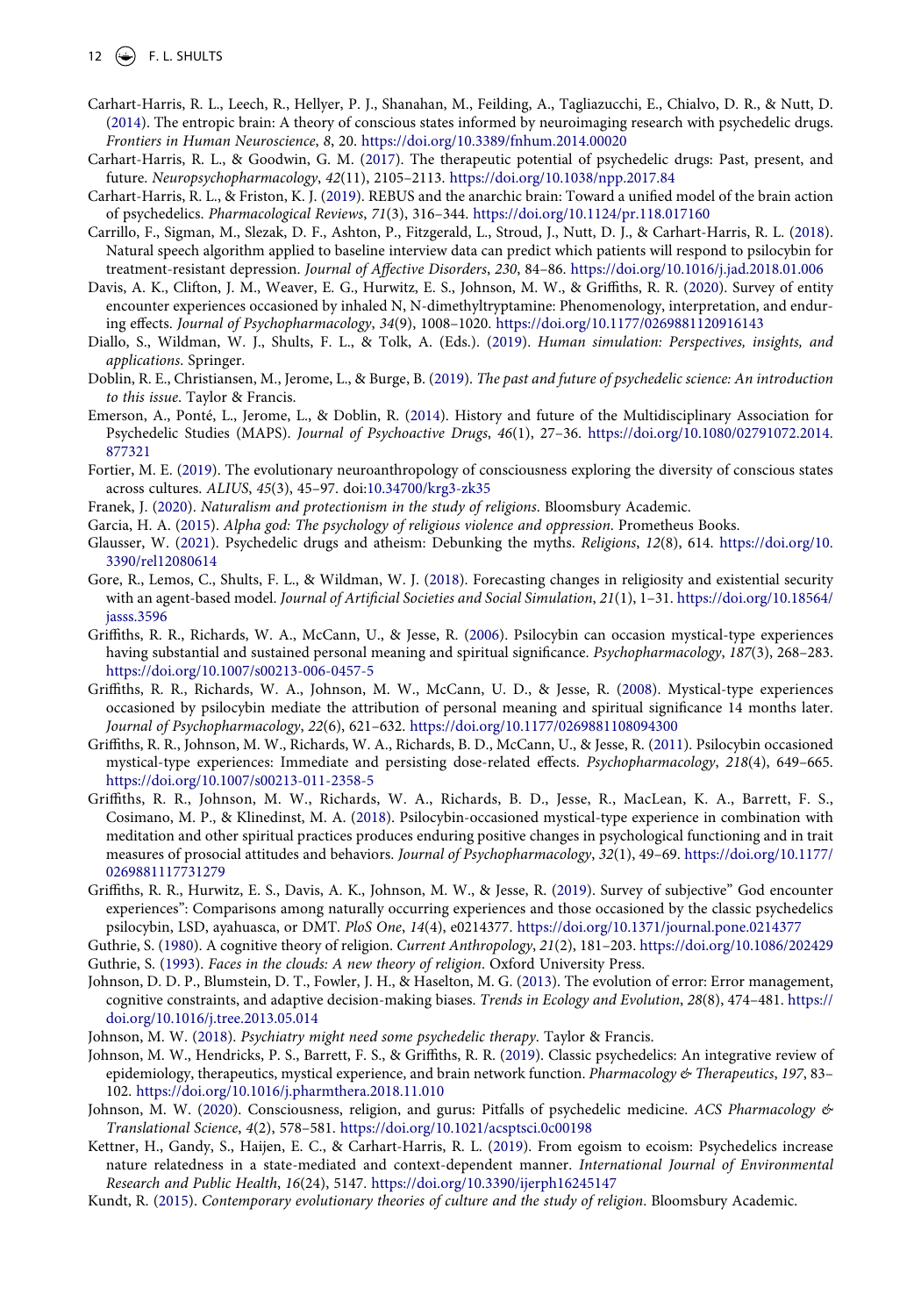Carhart-Harris, R. L., Leech, R., Hellyer, P. J., Shanahan, M., Feilding, A., Tagliazucchi, E., Chialvo, D. R., & Nutt, D. (2014). The entropic brain: A theory of conscious states informed by neuroimaging research with psychedelic drugs. *Frontiers in Human Neuroscience*, *8*, 20. https://doi.org/10.3389/fnhum.2014.00020

Carhart-Harris, R. L., & Goodwin, G. M. (2017). The therapeutic potential of psychedelic drugs: Past, present, and future. *Neuropsychopharmacology*, *42*(11), 2105–2113. https://doi.org/10.1038/npp.2017.84

Carhart-Harris, R. L., & Friston, K. J. (2019). REBUS and the anarchic brain: Toward a unified model of the brain action of psychedelics. *Pharmacological Reviews*, *71*(3), 316–344. https://doi.org/10.1124/pr.118.017160

Carrillo, F., Sigman, M., Slezak, D. F., Ashton, P., Fitzgerald, L., Stroud, J., Nutt, D. J., & Carhart-Harris, R. L. (2018). Natural speech algorithm applied to baseline interview data can predict which patients will respond to psilocybin for treatment-resistant depression. *Journal of Affective Disorders*, *230*, 84–86. https://doi.org/10.1016/j.jad.2018.01.006

Davis, A. K., Clifton, J. M., Weaver, E. G., Hurwitz, E. S., Johnson, M. W., & Griffiths, R. R. (2020). Survey of entity encounter experiences occasioned by inhaled N, N-dimethyltryptamine: Phenomenology, interpretation, and enduring effects. *Journal of Psychopharmacology*, *34*(9), 1008–1020. https://doi.org/10.1177/0269881120916143

Diallo, S., Wildman, W. J., Shults, F. L., & Tolk, A. (Eds.). (2019). *Human simulation: Perspectives, insights, and applications*. Springer.

Doblin, R. E., Christiansen, M., Jerome, L., & Burge, B. (2019). *The past and future of psychedelic science: An introduction to this issue*. Taylor & Francis.

Emerson, A., Ponté, L., Jerome, L., & Doblin, R. (2014). History and future of the Multidisciplinary Association for Psychedelic Studies (MAPS). *Journal of Psychoactive Drugs*, *46*(1), 27–36. https://doi.org/10.1080/02791072.2014.877321

Fortier, M. E. (2019). The evolutionary neuroanthropology of consciousness exploring the diversity of conscious states across cultures. *ALIUS*, *45*(3), 45–97. doi:10.34700/krg3-zk35

Franek, J. (2020). *Naturalism and protectionism in the study of religions*. Bloomsbury Academic.

Garcia, H. A. (2015). *Alpha god: The psychology of religious violence and oppression*. Prometheus Books.

Glausser, W. (2021). Psychedelic drugs and atheism: Debunking the myths. *Religions*, *12*(8), 614. https://doi.org/10.3390/rel12080614

Gore, R., Lemos, C., Shults, F. L., & Wildman, W. J. (2018). Forecasting changes in religiosity and existential security with an agent-based model. *Journal of Artificial Societies and Social Simulation*, *21*(1), 1–31. https://doi.org/10.18564/jasss.3596

Griffiths, R. R., Richards, W. A., McCann, U., & Jesse, R. (2006). Psilocybin can occasion mystical-type experiences having substantial and sustained personal meaning and spiritual significance. *Psychopharmacology*, *187*(3), 268–283. https://doi.org/10.1007/s00213-006-0457-5

Griffiths, R. R., Richards, W. A., Johnson, M. W., McCann, U. D., & Jesse, R. (2008). Mystical-type experiences occasioned by psilocybin mediate the attribution of personal meaning and spiritual significance 14 months later. *Journal of Psychopharmacology*, *22*(6), 621–632. https://doi.org/10.1177/0269881108094300

Griffiths, R. R., Johnson, M. W., Richards, W. A., Richards, B. D., McCann, U., & Jesse, R. (2011). Psilocybin occasioned mystical-type experiences: Immediate and persisting dose-related effects. *Psychopharmacology*, *218*(4), 649–665. https://doi.org/10.1007/s00213-011-2358-5

Griffiths, R. R., Johnson, M. W., Richards, W. A., Richards, B. D., Jesse, R., MacLean, K. A., Barrett, F. S., Cosimano, M. P., & Klinedinst, M. A. (2018). Psilocybin-occasioned mystical-type experience in combination with meditation and other spiritual practices produces enduring positive changes in psychological functioning and in trait measures of prosocial attitudes and behaviors. *Journal of Psychopharmacology*, *32*(1), 49–69. https://doi.org/10.1177/0269881117731279

Griffiths, R. R., Hurwitz, E. S., Davis, A. K., Johnson, M. W., & Jesse, R. (2019). Survey of subjective" God encounter experiences": Comparisons among naturally occurring experiences and those occasioned by the classic psychedelics psilocybin, LSD, ayahuasca, or DMT. *PloS One*, *14*(4), e0214377. https://doi.org/10.1371/journal.pone.0214377

Guthrie, S. (1980). A cognitive theory of religion. *Current Anthropology*, *21*(2), 181–203. https://doi.org/10.1086/202429

Guthrie, S. (1993). *Faces in the clouds: A new theory of religion*. Oxford University Press.

Johnson, D. D. P., Blumstein, D. T., Fowler, J. H., & Haselton, M. G. (2013). The evolution of error: Error management, cognitive constraints, and adaptive decision-making biases. *Trends in Ecology and Evolution*, *28*(8), 474–481. https://doi.org/10.1016/j.tree.2013.05.014

Johnson, M. W. (2018). *Psychiatry might need some psychedelic therapy*. Taylor & Francis.

Johnson, M. W., Hendricks, P. S., Barrett, F. S., & Griffiths, R. R. (2019). Classic psychedelics: An integrative review of epidemiology, therapeutics, mystical experience, and brain network function. *Pharmacology & Therapeutics*, *197*, 83–102. https://doi.org/10.1016/j.pharmthera.2018.11.010

Johnson, M. W. (2020). Consciousness, religion, and gurus: Pitfalls of psychedelic medicine. *ACS Pharmacology & Translational Science*, *4*(2), 578–581. https://doi.org/10.1021/acsptsci.0c00198

Kettner, H., Gandy, S., Haijen, E. C., & Carhart-Harris, R. L. (2019). From egoism to ecoism: Psychedelics increase nature relatedness in a state-mediated and context-dependent manner. *International Journal of Environmental Research and Public Health*, *16*(24), 5147. https://doi.org/10.3390/ijerph16245147

Kundt, R. (2015). *Contemporary evolutionary theories of culture and the study of religion*. Bloomsbury Academic.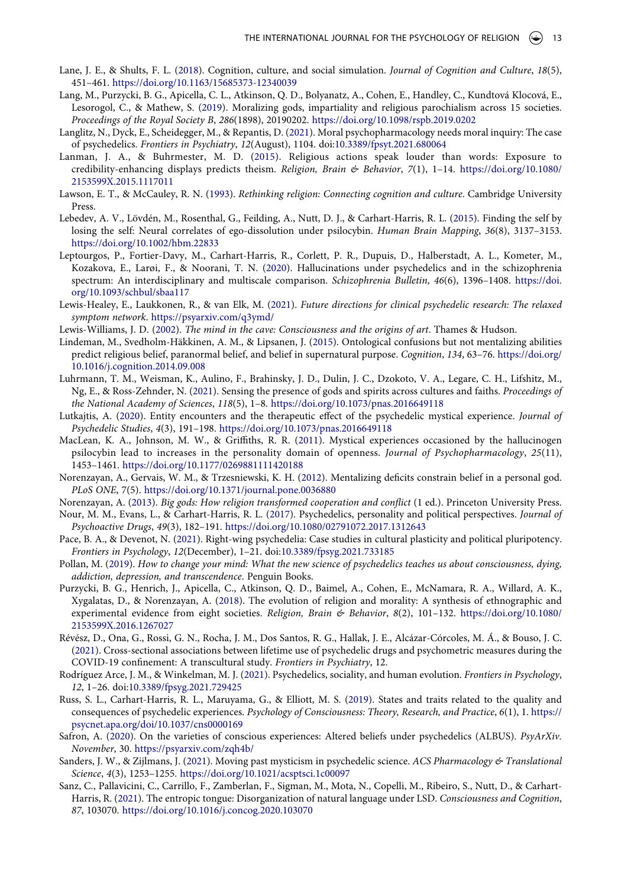Lane, J. E., & Shults, F. L. (2018). Cognition, culture, and social simulation. *Journal of Cognition and Culture*, *18*(5), 451–461. https://doi.org/10.1163/15685373-12340039

Lang, M., Purzycki, B. G., Apicella, C. L., Atkinson, Q. D., Bolyanatz, A., Cohen, E., Handley, C., Kundtová Klocová, E., Lesorogol, C., & Mathew, S. (2019). Moralizing gods, impartiality and religious parochialism across 15 societies. *Proceedings of the Royal Society B*, *286*(1898), 20190202. https://doi.org/10.1098/rspb.2019.0202

Langlitz, N., Dyck, E., Scheidegger, M., & Repantis, D. (2021). Moral psychopharmacology needs moral inquiry: The case of psychedelics. *Frontiers in Psychiatry*, *12*(August), 1104. doi:10.3389/fpsyt.2021.680064

Lanman, J. A., & Buhrmester, M. D. (2015). Religious actions speak louder than words: Exposure to credibility-enhancing displays predicts theism. *Religion, Brain & Behavior*, *7*(1), 1–14. https://doi.org/10.1080/2153599X.2015.1117011

Lawson, E. T., & McCauley, R. N. (1993). *Rethinking religion: Connecting cognition and culture*. Cambridge University Press.

Lebedev, A. V., Lövdén, M., Rosenthal, G., Feilding, A., Nutt, D. J., & Carhart-Harris, R. L. (2015). Finding the self by losing the self: Neural correlates of ego-dissolution under psilocybin. *Human Brain Mapping*, *36*(8), 3137–3153. https://doi.org/10.1002/hbm.22833

Leptourgos, P., Fortier-Davy, M., Carhart-Harris, R., Corlett, P. R., Dupuis, D., Halberstadt, A. L., Kometer, M., Kozakova, E., Larøi, F., & Noorani, T. N. (2020). Hallucinations under psychedelics and in the schizophrenia spectrum: An interdisciplinary and multiscale comparison. *Schizophrenia Bulletin*, *46*(6), 1396–1408. https://doi.org/10.1093/schbul/sbaa117

Lewis-Healey, E., Laukkonen, R., & van Elk, M. (2021). *Future directions for clinical psychedelic research: The relaxed symptom network*. https://psyarxiv.com/q3ymd/

Lewis-Williams, J. D. (2002). *The mind in the cave: Consciousness and the origins of art*. Thames & Hudson.

Lindeman, M., Svedholm-Häkkinen, A. M., & Lipsanen, J. (2015). Ontological confusions but not mentalizing abilities predict religious belief, paranormal belief, and belief in supernatural purpose. *Cognition*, *134*, 63–76. https://doi.org/10.1016/j.cognition.2014.09.008

Luhrmann, T. M., Weisman, K., Aulino, F., Brahinsky, J. D., Dulin, J. C., Dzokoto, V. A., Legare, C. H., Lifshitz, M., Ng, E., & Ross-Zehnder, N. (2021). Sensing the presence of gods and spirits across cultures and faiths. *Proceedings of the National Academy of Sciences*, *118*(5), 1–8. https://doi.org/10.1073/pnas.2016649118

Lutkajtis, A. (2020). Entity encounters and the therapeutic effect of the psychedelic mystical experience. *Journal of Psychedelic Studies*, *4*(3), 191–198. https://doi.org/10.1073/pnas.2016649118

MacLean, K. A., Johnson, M. W., & Griffiths, R. R. (2011). Mystical experiences occasioned by the hallucinogen psilocybin lead to increases in the personality domain of openness. *Journal of Psychopharmacology*, *25*(11), 1453–1461. https://doi.org/10.1177/0269881111420188

Norenzayan, A., Gervais, W. M., & Trzesniewski, K. H. (2012). Mentalizing deficits constrain belief in a personal god. *PLoS ONE*, *7*(5). https://doi.org/10.1371/journal.pone.0036880

Norenzayan, A. (2013). *Big gods: How religion transformed cooperation and conflict* (1 ed.). Princeton University Press.

Nour, M. M., Evans, L., & Carhart-Harris, R. L. (2017). Psychedelics, personality and political perspectives. *Journal of Psychoactive Drugs*, *49*(3), 182–191. https://doi.org/10.1080/02791072.2017.1312643

Pace, B. A., & Devenot, N. (2021). Right-wing psychedelia: Case studies in cultural plasticity and political pluripotency. *Frontiers in Psychology*, *12*(December), 1–21. doi:10.3389/fpsyg.2021.733185

Pollan, M. (2019). *How to change your mind: What the new science of psychedelics teaches us about consciousness, dying, addiction, depression, and transcendence*. Penguin Books.

Purzycki, B. G., Henrich, J., Apicella, C., Atkinson, Q. D., Baimel, A., Cohen, E., McNamara, R. A., Willard, A. K., Xygalatas, D., & Norenzayan, A. (2018). The evolution of religion and morality: A synthesis of ethnographic and experimental evidence from eight societies. *Religion, Brain & Behavior*, *8*(2), 101–132. https://doi.org/10.1080/2153599X.2016.1267027

Révész, D., Ona, G., Rossi, G. N., Rocha, J. M., Dos Santos, R. G., Hallak, J. E., Alcázar-Córcoles, M. Á., & Bouso, J. C. (2021). Cross-sectional associations between lifetime use of psychedelic drugs and psychometric measures during the COVID-19 confinement: A transcultural study. *Frontiers in Psychiatry*, 12.

Rodríguez Arce, J. M., & Winkelman, M. J. (2021). Psychedelics, sociality, and human evolution. *Frontiers in Psychology*, *12*, 1–26. doi:10.3389/fpsyg.2021.729425

Russ, S. L., Carhart-Harris, R. L., Maruyama, G., & Elliott, M. S. (2019). States and traits related to the quality and consequences of psychedelic experiences. *Psychology of Consciousness: Theory, Research, and Practice*, *6*(1), 1. https://psycnet.apa.org/doi/10.1037/cns0000169

Safron, A. (2020). On the varieties of conscious experiences: Altered beliefs under psychedelics (ALBUS). *PsyArXiv. November*, 30. https://psyarxiv.com/zqh4b/

Sanders, J. W., & Zijlmans, J. (2021). Moving past mysticism in psychedelic science. *ACS Pharmacology & Translational Science*, *4*(3), 1253–1255. https://doi.org/10.1021/acsptsci.1c00097

Sanz, C., Pallavicini, C., Carrillo, F., Zamberlan, F., Sigman, M., Mota, N., Copelli, M., Ribeiro, S., Nutt, D., & Carhart-Harris, R. (2021). The entropic tongue: Disorganization of natural language under LSD. *Consciousness and Cognition*, *87*, 103070. https://doi.org/10.1016/j.concog.2020.103070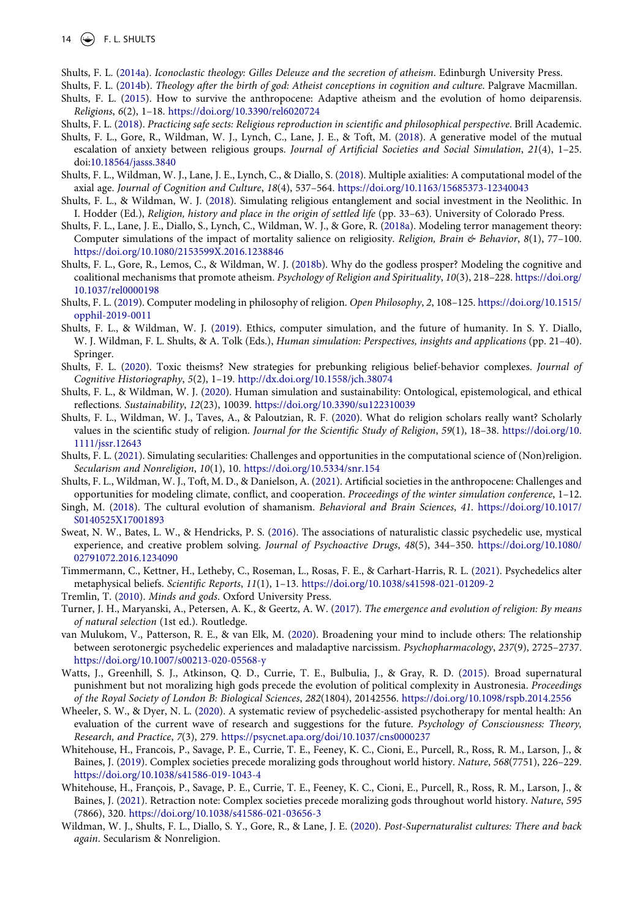Shults, F. L. (2014a). *Iconoclastic theology: Gilles Deleuze and the secretion of atheism*. Edinburgh University Press.

Shults, F. L. (2014b). *Theology after the birth of god: Atheist conceptions in cognition and culture*. Palgrave Macmillan.

Shults, F. L. (2015). How to survive the anthropocene: Adaptive atheism and the evolution of homo deiparensis. *Religions*, *6*(2), 1–18. https://doi.org/10.3390/rel6020724

Shults, F. L. (2018). *Practicing safe sects: Religious reproduction in scientific and philosophical perspective*. Brill Academic.

Shults, F. L., Gore, R., Wildman, W. J., Lynch, C., Lane, J. E., & Toft, M. (2018). A generative model of the mutual escalation of anxiety between religious groups. *Journal of Artificial Societies and Social Simulation*, *21*(4), 1–25. doi:10.18564/jasss.3840

Shults, F. L., Wildman, W. J., Lane, J. E., Lynch, C., & Diallo, S. (2018). Multiple axialities: A computational model of the axial age. *Journal of Cognition and Culture*, *18*(4), 537–564. https://doi.org/10.1163/15685373-12340043

Shults, F. L., & Wildman, W. J. (2018). Simulating religious entanglement and social investment in the Neolithic. In I. Hodder (Ed.), *Religion, history and place in the origin of settled life* (pp. 33–63). University of Colorado Press.

Shults, F. L., Lane, J. E., Diallo, S., Lynch, C., Wildman, W. J., & Gore, R. (2018a). Modeling terror management theory: Computer simulations of the impact of mortality salience on religiosity. *Religion, Brain & Behavior*, *8*(1), 77–100. https://doi.org/10.1080/2153599X.2016.1238846

Shults, F. L., Gore, R., Lemos, C., & Wildman, W. J. (2018b). Why do the godless prosper? Modeling the cognitive and coalitional mechanisms that promote atheism. *Psychology of Religion and Spirituality*, *10*(3), 218–228. https://doi.org/10.1037/rel0000198

Shults, F. L. (2019). Computer modeling in philosophy of religion. *Open Philosophy*, *2*, 108–125. https://doi.org/10.1515/opphil-2019-0011

Shults, F. L., & Wildman, W. J. (2019). Ethics, computer simulation, and the future of humanity. In S. Y. Diallo, W. J. Wildman, F. L. Shults, & A. Tolk (Eds.), *Human simulation: Perspectives, insights and applications* (pp. 21–40). Springer.

Shults, F. L. (2020). Toxic theisms? New strategies for prebunking religious belief-behavior complexes. *Journal of Cognitive Historiography*, *5*(2), 1–19. http://dx.doi.org/10.1558/jch.38074

Shults, F. L., & Wildman, W. J. (2020). Human simulation and sustainability: Ontological, epistemological, and ethical reflections. *Sustainability*, *12*(23), 10039. https://doi.org/10.3390/su122310039

Shults, F. L., Wildman, W. J., Taves, A., & Paloutzian, R. F. (2020). What do religion scholars really want? Scholarly values in the scientific study of religion. *Journal for the Scientific Study of Religion*, *59*(1), 18–38. https://doi.org/10.1111/jssr.12643

Shults, F. L. (2021). Simulating secularities: Challenges and opportunities in the computational science of (Non)religion. *Secularism and Nonreligion*, *10*(1), 10. https://doi.org/10.5334/snr.154

Shults, F. L., Wildman, W. J., Toft, M. D., & Danielson, A. (2021). Artificial societies in the anthropocene: Challenges and opportunities for modeling climate, conflict, and cooperation. *Proceedings of the winter simulation conference*, 1–12.

Singh, M. (2018). The cultural evolution of shamanism. *Behavioral and Brain Sciences*, *41*. https://doi.org/10.1017/S0140525X17001893

Sweat, N. W., Bates, L. W., & Hendricks, P. S. (2016). The associations of naturalistic classic psychedelic use, mystical experience, and creative problem solving. *Journal of Psychoactive Drugs*, *48*(5), 344–350. https://doi.org/10.1080/02791072.2016.1234090

Timmermann, C., Kettner, H., Letheby, C., Roseman, L., Rosas, F. E., & Carhart-Harris, R. L. (2021). Psychedelics alter metaphysical beliefs. *Scientific Reports*, *11*(1), 1–13. https://doi.org/10.1038/s41598-021-01209-2

Tremlin, T. (2010). *Minds and gods*. Oxford University Press.

Turner, J. H., Maryanski, A., Petersen, A. K., & Geertz, A. W. (2017). *The emergence and evolution of religion: By means of natural selection* (1st ed.). Routledge.

van Mulukom, V., Patterson, R. E., & van Elk, M. (2020). Broadening your mind to include others: The relationship between serotonergic psychedelic experiences and maladaptive narcissism. *Psychopharmacology*, *237*(9), 2725–2737. https://doi.org/10.1007/s00213-020-05568-y

Watts, J., Greenhill, S. J., Atkinson, Q. D., Currie, T. E., Bulbulia, J., & Gray, R. D. (2015). Broad supernatural punishment but not moralizing high gods precede the evolution of political complexity in Austronesia. *Proceedings of the Royal Society of London B: Biological Sciences*, *282*(1804), 20142556. https://doi.org/10.1098/rspb.2014.2556

Wheeler, S. W., & Dyer, N. L. (2020). A systematic review of psychedelic-assisted psychotherapy for mental health: An evaluation of the current wave of research and suggestions for the future. *Psychology of Consciousness: Theory, Research, and Practice*, *7*(3), 279. https://psycnet.apa.org/doi/10.1037/cns0000237

Whitehouse, H., Francois, P., Savage, P. E., Currie, T. E., Feeney, K. C., Cioni, E., Purcell, R., Ross, R. M., Larson, J., & Baines, J. (2019). Complex societies precede moralizing gods throughout world history. *Nature*, *568*(7751), 226–229. https://doi.org/10.1038/s41586-019-1043-4

Whitehouse, H., François, P., Savage, P. E., Currie, T. E., Feeney, K. C., Cioni, E., Purcell, R., Ross, R. M., Larson, J., & Baines, J. (2021). Retraction note: Complex societies precede moralizing gods throughout world history. *Nature*, *595* (7866), 320. https://doi.org/10.1038/s41586-021-03656-3

Wildman, W. J., Shults, F. L., Diallo, S. Y., Gore, R., & Lane, J. E. (2020). *Post-Supernaturalist cultures: There and back again*. Secularism & Nonreligion.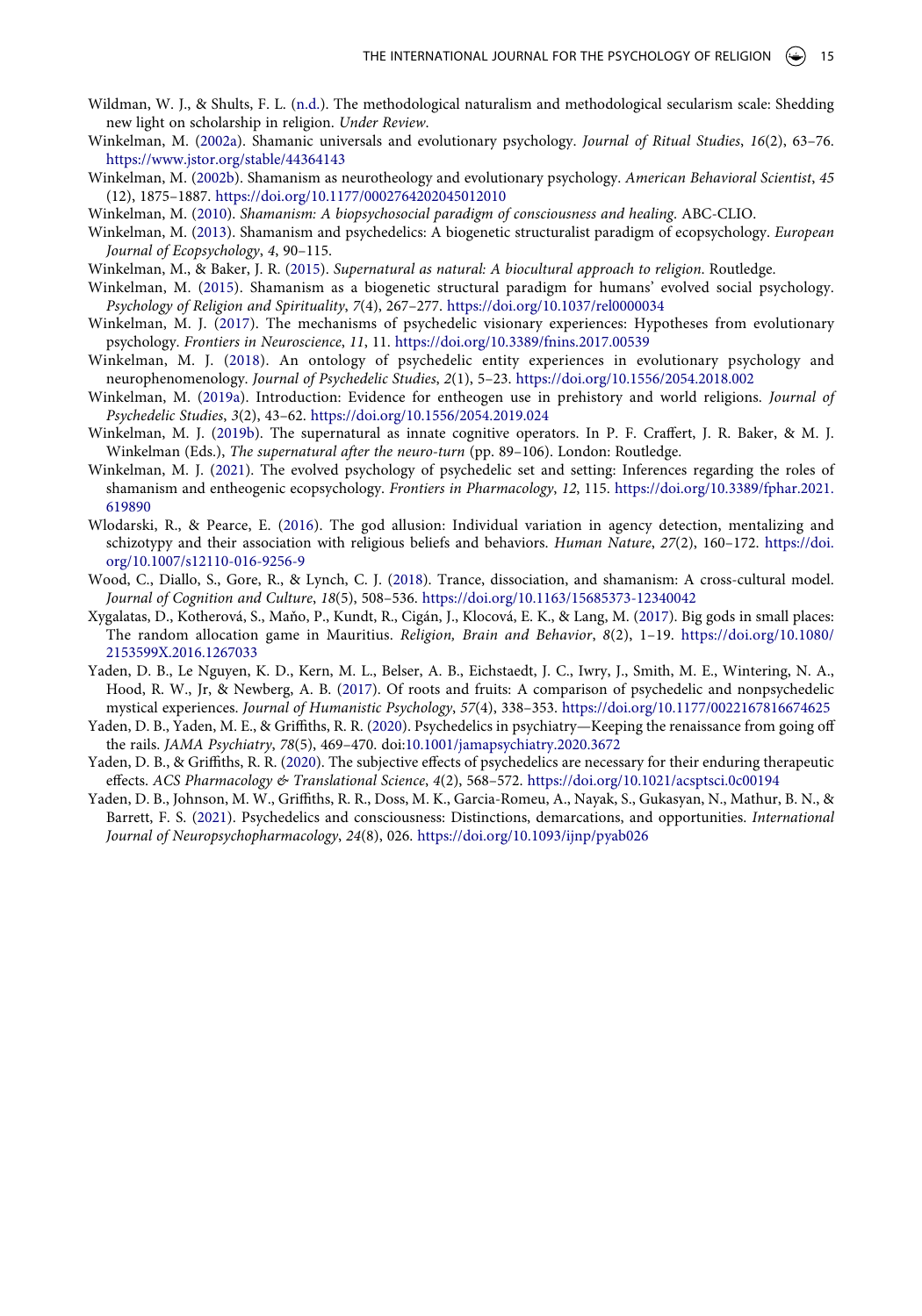Wildman, W. J., & Shults, F. L. (n.d.). The methodological naturalism and methodological secularism scale: Shedding new light on scholarship in religion. *Under Review*.

Winkelman, M. (2002a). Shamanic universals and evolutionary psychology. *Journal of Ritual Studies*, *16*(2), 63–76. https://www.jstor.org/stable/44364143

Winkelman, M. (2002b). Shamanism as neurotheology and evolutionary psychology. *American Behavioral Scientist*, *45* (12), 1875–1887. https://doi.org/10.1177/0002764202045012010

Winkelman, M. (2010). *Shamanism: A biopsychosocial paradigm of consciousness and healing*. ABC-CLIO.

Winkelman, M. (2013). Shamanism and psychedelics: A biogenetic structuralist paradigm of ecopsychology. *European Journal of Ecopsychology*, *4*, 90–115.

Winkelman, M., & Baker, J. R. (2015). *Supernatural as natural: A biocultural approach to religion*. Routledge.

Winkelman, M. (2015). Shamanism as a biogenetic structural paradigm for humans' evolved social psychology. *Psychology of Religion and Spirituality*, *7*(4), 267–277. https://doi.org/10.1037/rel0000034

Winkelman, M. J. (2017). The mechanisms of psychedelic visionary experiences: Hypotheses from evolutionary psychology. *Frontiers in Neuroscience*, *11*, 11. https://doi.org/10.3389/fnins.2017.00539

Winkelman, M. J. (2018). An ontology of psychedelic entity experiences in evolutionary psychology and neurophenomenology. *Journal of Psychedelic Studies*, *2*(1), 5–23. https://doi.org/10.1556/2054.2018.002

Winkelman, M. (2019a). Introduction: Evidence for entheogen use in prehistory and world religions. *Journal of Psychedelic Studies*, *3*(2), 43–62. https://doi.org/10.1556/2054.2019.024

Winkelman, M. J. (2019b). The supernatural as innate cognitive operators. In P. F. Craffert, J. R. Baker, & M. J. Winkelman (Eds.), *The supernatural after the neuro-turn* (pp. 89–106). London: Routledge.

Winkelman, M. J. (2021). The evolved psychology of psychedelic set and setting: Inferences regarding the roles of shamanism and entheogenic ecopsychology. *Frontiers in Pharmacology*, *12*, 115. https://doi.org/10.3389/fphar.2021.619890

Wlodarski, R., & Pearce, E. (2016). The god allusion: Individual variation in agency detection, mentalizing and schizotypy and their association with religious beliefs and behaviors. *Human Nature*, *27*(2), 160–172. https://doi.org/10.1007/s12110-016-9256-9

Wood, C., Diallo, S., Gore, R., & Lynch, C. J. (2018). Trance, dissociation, and shamanism: A cross-cultural model. *Journal of Cognition and Culture*, *18*(5), 508–536. https://doi.org/10.1163/15685373-12340042

Xygalatas, D., Kotherová, S., Maňo, P., Kundt, R., Cigán, J., Klocová, E. K., & Lang, M. (2017). Big gods in small places: The random allocation game in Mauritius. *Religion, Brain and Behavior*, *8*(2), 1–19. https://doi.org/10.1080/2153599X.2016.1267033

Yaden, D. B., Le Nguyen, K. D., Kern, M. L., Belser, A. B., Eichstaedt, J. C., Iwry, J., Smith, M. E., Wintering, N. A., Hood, R. W., Jr, & Newberg, A. B. (2017). Of roots and fruits: A comparison of psychedelic and nonpsychedelic mystical experiences. *Journal of Humanistic Psychology*, *57*(4), 338–353. https://doi.org/10.1177/0022167816674625

Yaden, D. B., Yaden, M. E., & Griffiths, R. R. (2020). Psychedelics in psychiatry—Keeping the renaissance from going off the rails. *JAMA Psychiatry*, *78*(5), 469–470. doi:10.1001/jamapsychiatry.2020.3672

Yaden, D. B., & Griffiths, R. R. (2020). The subjective effects of psychedelics are necessary for their enduring therapeutic effects. *ACS Pharmacology & Translational Science*, *4*(2), 568–572. https://doi.org/10.1021/acsptsci.0c00194

Yaden, D. B., Johnson, M. W., Griffiths, R. R., Doss, M. K., Garcia-Romeu, A., Nayak, S., Gukasyan, N., Mathur, B. N., & Barrett, F. S. (2021). Psychedelics and consciousness: Distinctions, demarcations, and opportunities. *International Journal of Neuropsychopharmacology*, *24*(8), 026. https://doi.org/10.1093/ijnp/pyab026